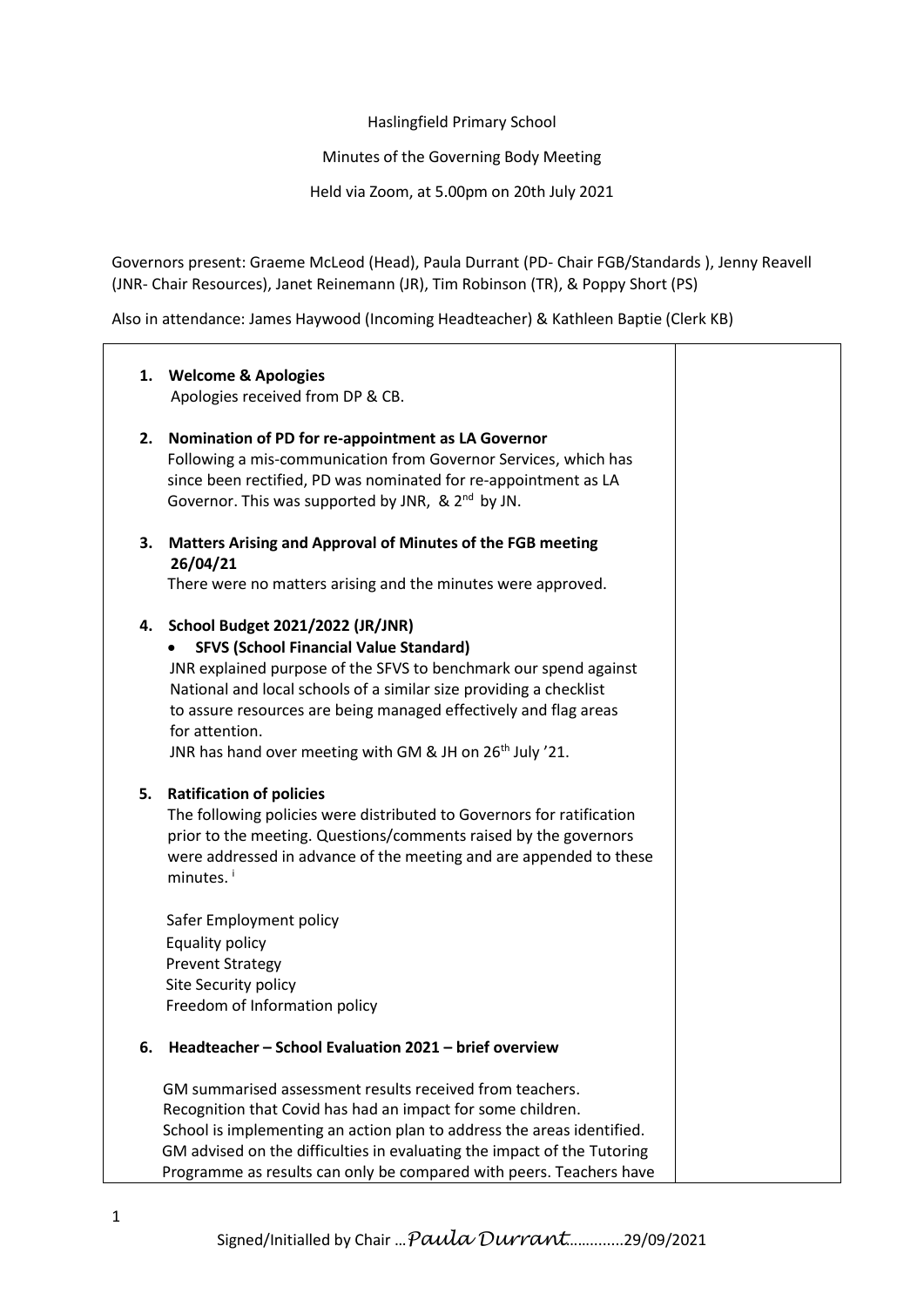Haslingfield Primary School

Minutes of the Governing Body Meeting

Held via Zoom, at 5.00pm on 20th July 2021

Governors present: Graeme McLeod (Head), Paula Durrant (PD- Chair FGB/Standards ), Jenny Reavell (JNR- Chair Resources), Janet Reinemann (JR), Tim Robinson (TR), & Poppy Short (PS)

Also in attendance: James Haywood (Incoming Headteacher) & Kathleen Baptie (Clerk KB)

1. **Welcome & Apologies**
   Apologies received from DP & CB.

2. **Nomination of PD for re-appointment as LA Governor**
   Following a mis-communication from Governor Services, which has since been rectified, PD was nominated for re-appointment as LA Governor. This was supported by JNR, & 2nd by JN.

3. **Matters Arising and Approval of Minutes of the FGB meeting 26/04/21**
   There were no matters arising and the minutes were approved.

4. **School Budget 2021/2022 (JR/JNR)**
   - **SFVS (School Financial Value Standard)**

   JNR explained purpose of the SFVS to benchmark our spend against National and local schools of a similar size providing a checklist to assure resources are being managed effectively and flag areas for attention.
   JNR has hand over meeting with GM & JH on 26th July '21.

5. **Ratification of policies**
   The following policies were distributed to Governors for ratification prior to the meeting. Questions/comments raised by the governors were addressed in advance of the meeting and are appended to these minutes. [i]

   Safer Employment policy
   Equality policy
   Prevent Strategy
   Site Security policy
   Freedom of Information policy

6. **Headteacher – School Evaluation 2021 – brief overview**

   GM summarised assessment results received from teachers.
   Recognition that Covid has had an impact for some children.
   School is implementing an action plan to address the areas identified.
   GM advised on the difficulties in evaluating the impact of the Tutoring Programme as results can only be compared with peers. Teachers have

Signed/Initialled by Chair …*Paula Durrant*………….29/09/2021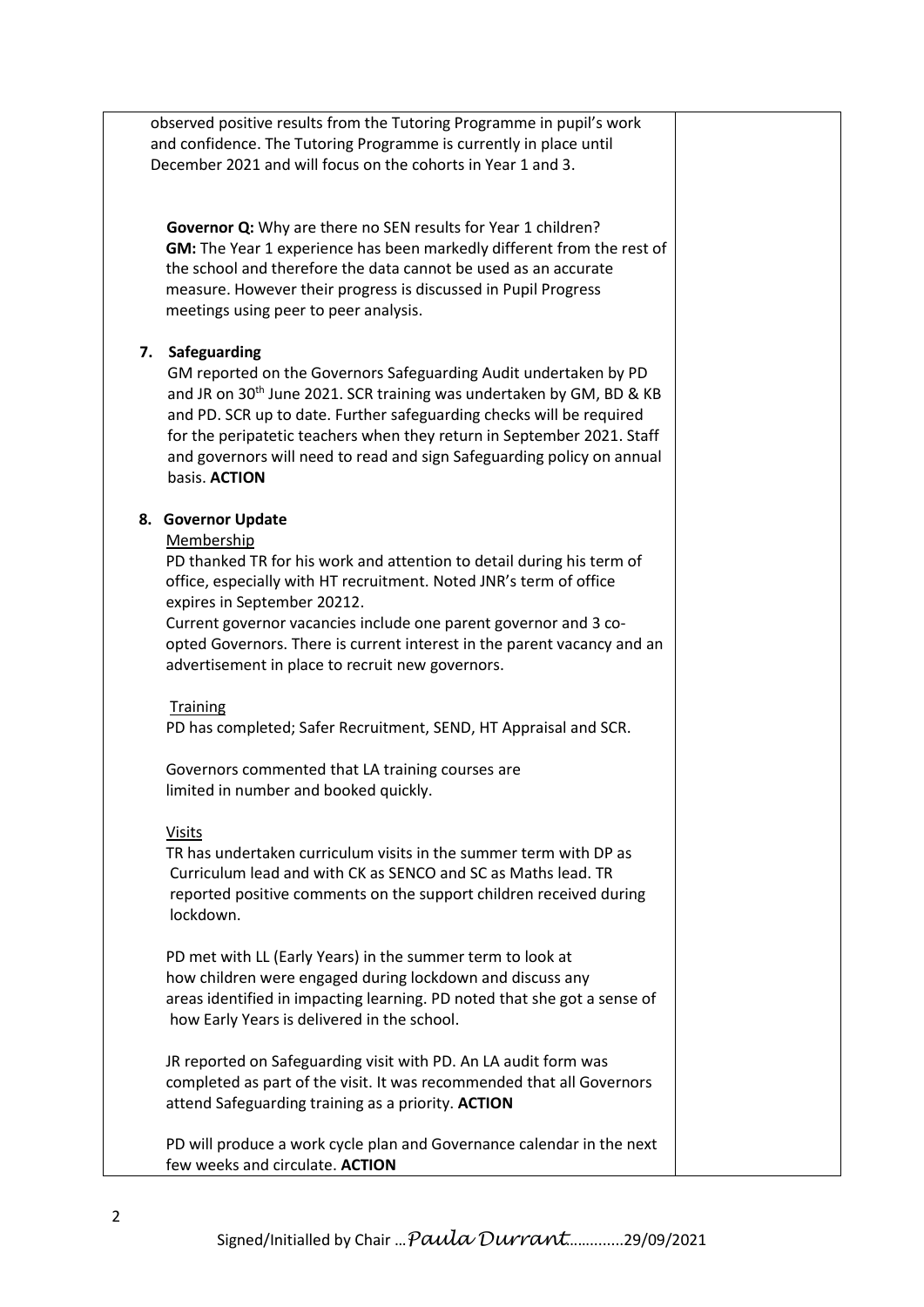observed positive results from the Tutoring Programme in pupil's work and confidence. The Tutoring Programme is currently in place until December 2021 and will focus on the cohorts in Year 1 and 3.

**Governor Q:** Why are there no SEN results for Year 1 children?
**GM:** The Year 1 experience has been markedly different from the rest of the school and therefore the data cannot be used as an accurate measure. However their progress is discussed in Pupil Progress meetings using peer to peer analysis.

**7. Safeguarding**

GM reported on the Governors Safeguarding Audit undertaken by PD and JR on 30th June 2021. SCR training was undertaken by GM, BD & KB and PD. SCR up to date. Further safeguarding checks will be required for the peripatetic teachers when they return in September 2021. Staff and governors will need to read and sign Safeguarding policy on annual basis. **ACTION**

**8. Governor Update**

Membership

PD thanked TR for his work and attention to detail during his term of office, especially with HT recruitment. Noted JNR's term of office expires in September 20212.
Current governor vacancies include one parent governor and 3 co-opted Governors. There is current interest in the parent vacancy and an advertisement in place to recruit new governors.

Training

PD has completed; Safer Recruitment, SEND, HT Appraisal and SCR.

Governors commented that LA training courses are limited in number and booked quickly.

Visits

TR has undertaken curriculum visits in the summer term with DP as Curriculum lead and with CK as SENCO and SC as Maths lead. TR reported positive comments on the support children received during lockdown.

PD met with LL (Early Years) in the summer term to look at how children were engaged during lockdown and discuss any areas identified in impacting learning. PD noted that she got a sense of how Early Years is delivered in the school.

JR reported on Safeguarding visit with PD. An LA audit form was completed as part of the visit. It was recommended that all Governors attend Safeguarding training as a priority. **ACTION**

PD will produce a work cycle plan and Governance calendar in the next few weeks and circulate. **ACTION**

Signed/Initialled by Chair …*Paula Durrant*…..........29/09/2021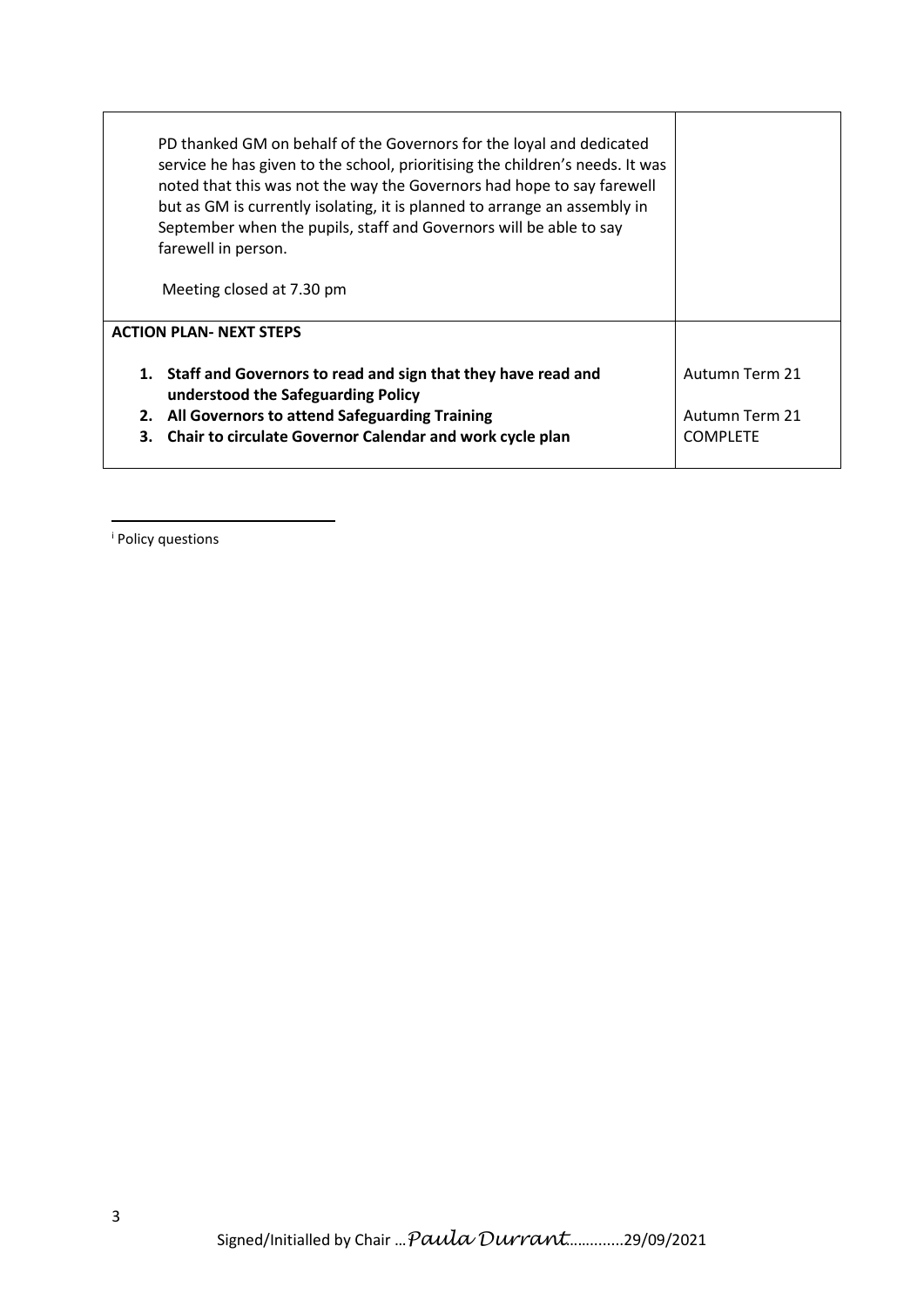| | |
|---|---|
| PD thanked GM on behalf of the Governors for the loyal and dedicated service he has given to the school, prioritising the children's needs. It was noted that this was not the way the Governors had hope to say farewell but as GM is currently isolating, it is planned to arrange an assembly in September when the pupils, staff and Governors will be able to say farewell in person.<br><br>Meeting closed at 7.30 pm | |
| **ACTION PLAN- NEXT STEPS**<br><br>1. **Staff and Governors to read and sign that they have read and understood the Safeguarding Policy**<br>2. **All Governors to attend Safeguarding Training**<br>3. **Chair to circulate Governor Calendar and work cycle plan** | <br><br>Autumn Term 21<br><br>Autumn Term 21<br>COMPLETE |

[i] Policy questions

Signed/Initialled by Chair …*Paula Durrant*………….29/09/2021